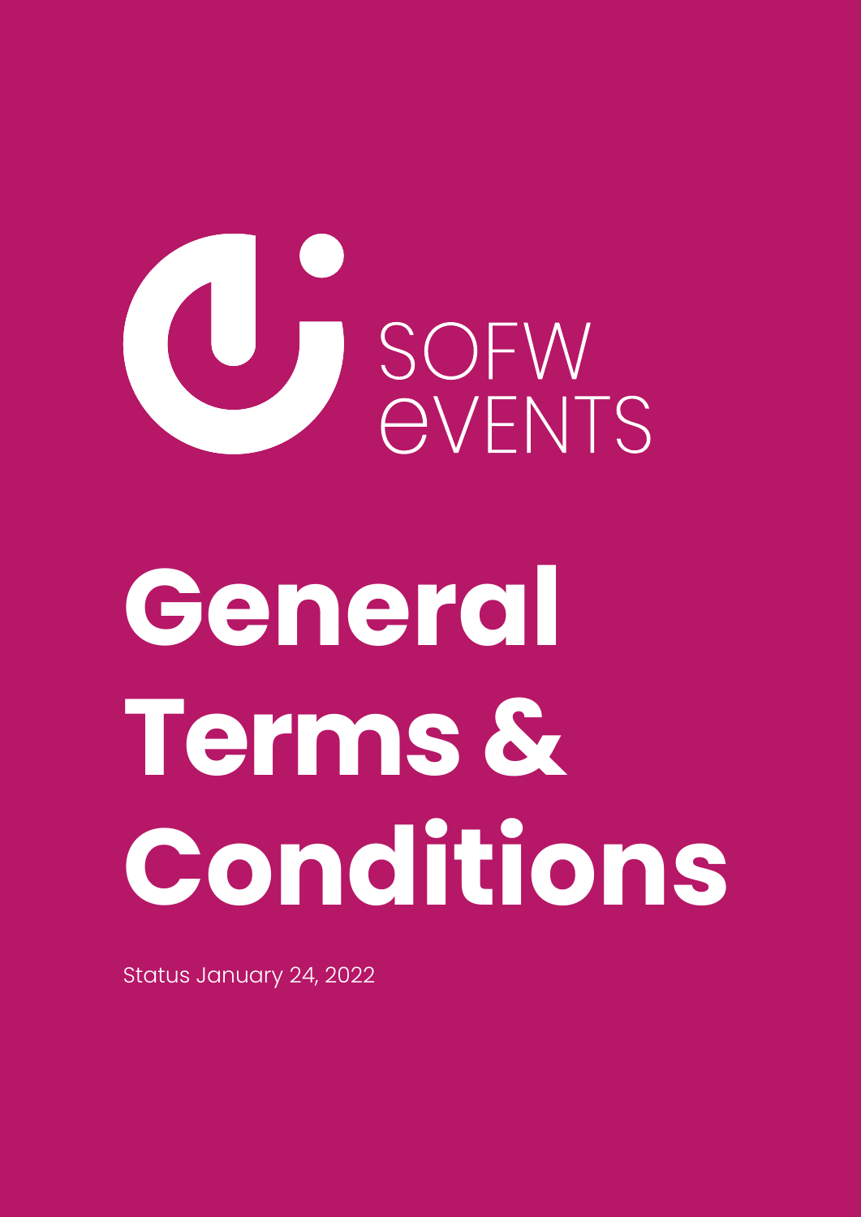SOFW
eVENTS

# General Terms & Conditions

Status January 24, 2022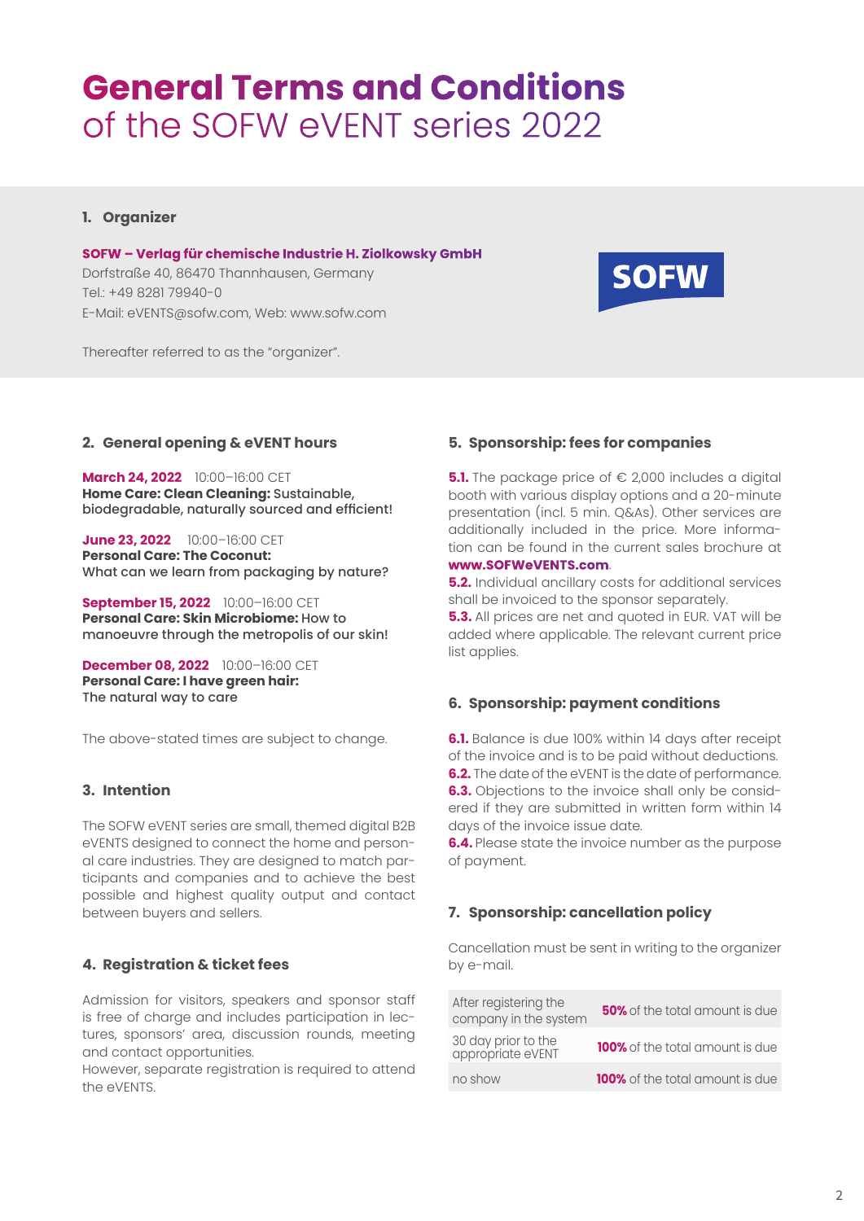# General Terms and Conditions
## of the SOFW eVENT series 2022

### 1. Organizer

**SOFW – Verlag für chemische Industrie H. Ziolkowsky GmbH**
Dorfstraße 40, 86470 Thannhausen, Germany
Tel.: +49 8281 79940-0
E-Mail: eVENTS@sofw.com, Web: www.sofw.com

Thereafter referred to as the "organizer".

### 2. General opening & eVENT hours

**March 24, 2022** 10:00–16:00 CET
**Home Care: Clean Cleaning:** Sustainable, biodegradable, naturally sourced and efficient!

**June 23, 2022** 10:00–16:00 CET
**Personal Care: The Coconut:**
What can we learn from packaging by nature?

**September 15, 2022** 10:00–16:00 CET
**Personal Care: Skin Microbiome:** How to manoeuvre through the metropolis of our skin!

**December 08, 2022** 10:00–16:00 CET
**Personal Care: I have green hair:**
The natural way to care

The above-stated times are subject to change.

### 3. Intention

The SOFW eVENT series are small, themed digital B2B eVENTS designed to connect the home and personal care industries. They are designed to match participants and companies and to achieve the best possible and highest quality output and contact between buyers and sellers.

### 4. Registration & ticket fees

Admission for visitors, speakers and sponsor staff is free of charge and includes participation in lectures, sponsors' area, discussion rounds, meeting and contact opportunities.
However, separate registration is required to attend the eVENTS.

### 5. Sponsorship: fees for companies

**5.1.** The package price of € 2,000 includes a digital booth with various display options and a 20-minute presentation (incl. 5 min. Q&As). Other services are additionally included in the price. More information can be found in the current sales brochure at **www.SOFWeVENTS.com**.
**5.2.** Individual ancillary costs for additional services shall be invoiced to the sponsor separately.
**5.3.** All prices are net and quoted in EUR. VAT will be added where applicable. The relevant current price list applies.

### 6. Sponsorship: payment conditions

**6.1.** Balance is due 100% within 14 days after receipt of the invoice and is to be paid without deductions.
**6.2.** The date of the eVENT is the date of performance.
**6.3.** Objections to the invoice shall only be considered if they are submitted in written form within 14 days of the invoice issue date.
**6.4.** Please state the invoice number as the purpose of payment.

### 7. Sponsorship: cancellation policy

Cancellation must be sent in writing to the organizer by e-mail.

| | |
|---|---|
| After registering the company in the system | **50%** of the total amount is due |
| 30 day prior to the appropriate eVENT | **100%** of the total amount is due |
| no show | **100%** of the total amount is due |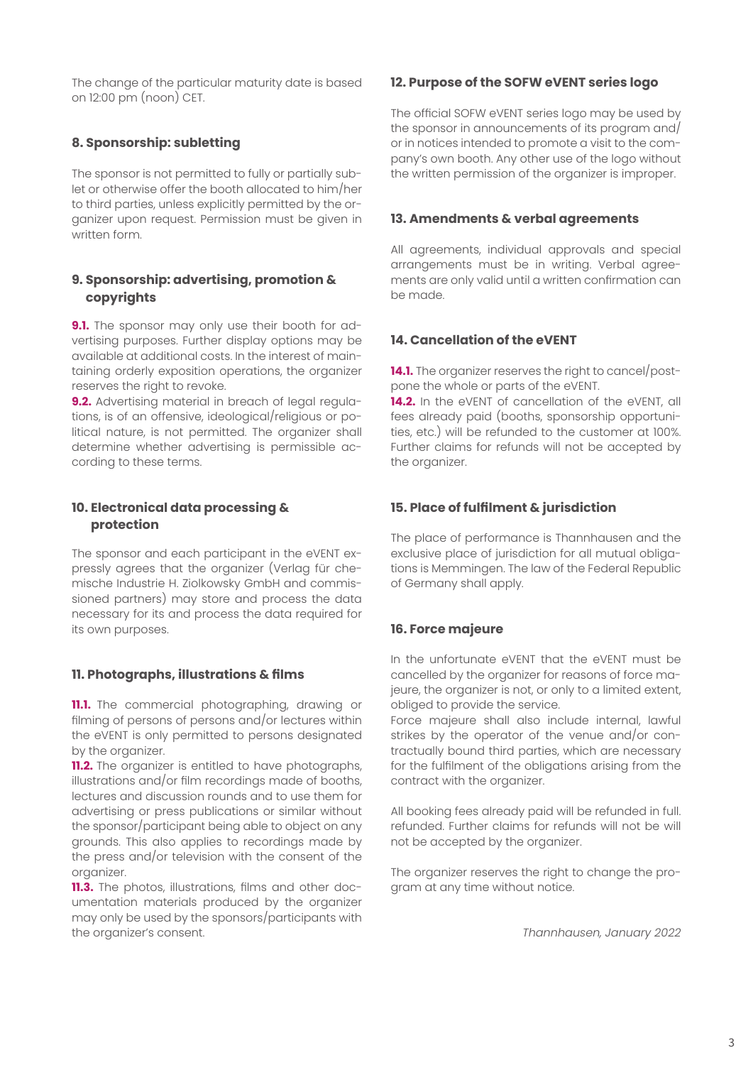The change of the particular maturity date is based on 12:00 pm (noon) CET.

## 8. Sponsorship: subletting

The sponsor is not permitted to fully or partially sublet or otherwise offer the booth allocated to him/her to third parties, unless explicitly permitted by the organizer upon request. Permission must be given in written form.

## 9. Sponsorship: advertising, promotion & copyrights

**9.1.** The sponsor may only use their booth for advertising purposes. Further display options may be available at additional costs. In the interest of maintaining orderly exposition operations, the organizer reserves the right to revoke.

**9.2.** Advertising material in breach of legal regulations, is of an offensive, ideological/religious or political nature, is not permitted. The organizer shall determine whether advertising is permissible according to these terms.

## 10. Electronical data processing & protection

The sponsor and each participant in the eVENT expressly agrees that the organizer (Verlag für chemische Industrie H. Ziolkowsky GmbH and commissioned partners) may store and process the data necessary for its and process the data required for its own purposes.

## 11. Photographs, illustrations & films

**11.1.** The commercial photographing, drawing or filming of persons of persons and/or lectures within the eVENT is only permitted to persons designated by the organizer.

**11.2.** The organizer is entitled to have photographs, illustrations and/or film recordings made of booths, lectures and discussion rounds and to use them for advertising or press publications or similar without the sponsor/participant being able to object on any grounds. This also applies to recordings made by the press and/or television with the consent of the organizer.

**11.3.** The photos, illustrations, films and other documentation materials produced by the organizer may only be used by the sponsors/participants with the organizer's consent.

## 12. Purpose of the SOFW eVENT series logo

The official SOFW eVENT series logo may be used by the sponsor in announcements of its program and/or in notices intended to promote a visit to the company's own booth. Any other use of the logo without the written permission of the organizer is improper.

## 13. Amendments & verbal agreements

All agreements, individual approvals and special arrangements must be in writing. Verbal agreements are only valid until a written confirmation can be made.

## 14. Cancellation of the eVENT

**14.1.** The organizer reserves the right to cancel/postpone the whole or parts of the eVENT.

**14.2.** In the eVENT of cancellation of the eVENT, all fees already paid (booths, sponsorship opportunities, etc.) will be refunded to the customer at 100%. Further claims for refunds will not be accepted by the organizer.

## 15. Place of fulfilment & jurisdiction

The place of performance is Thannhausen and the exclusive place of jurisdiction for all mutual obligations is Memmingen. The law of the Federal Republic of Germany shall apply.

## 16. Force majeure

In the unfortunate eVENT that the eVENT must be cancelled by the organizer for reasons of force majeure, the organizer is not, or only to a limited extent, obliged to provide the service.

Force majeure shall also include internal, lawful strikes by the operator of the venue and/or contractually bound third parties, which are necessary for the fulfilment of the obligations arising from the contract with the organizer.

All booking fees already paid will be refunded in full. refunded. Further claims for refunds will not be will not be accepted by the organizer.

The organizer reserves the right to change the program at any time without notice.

*Thannhausen, January 2022*